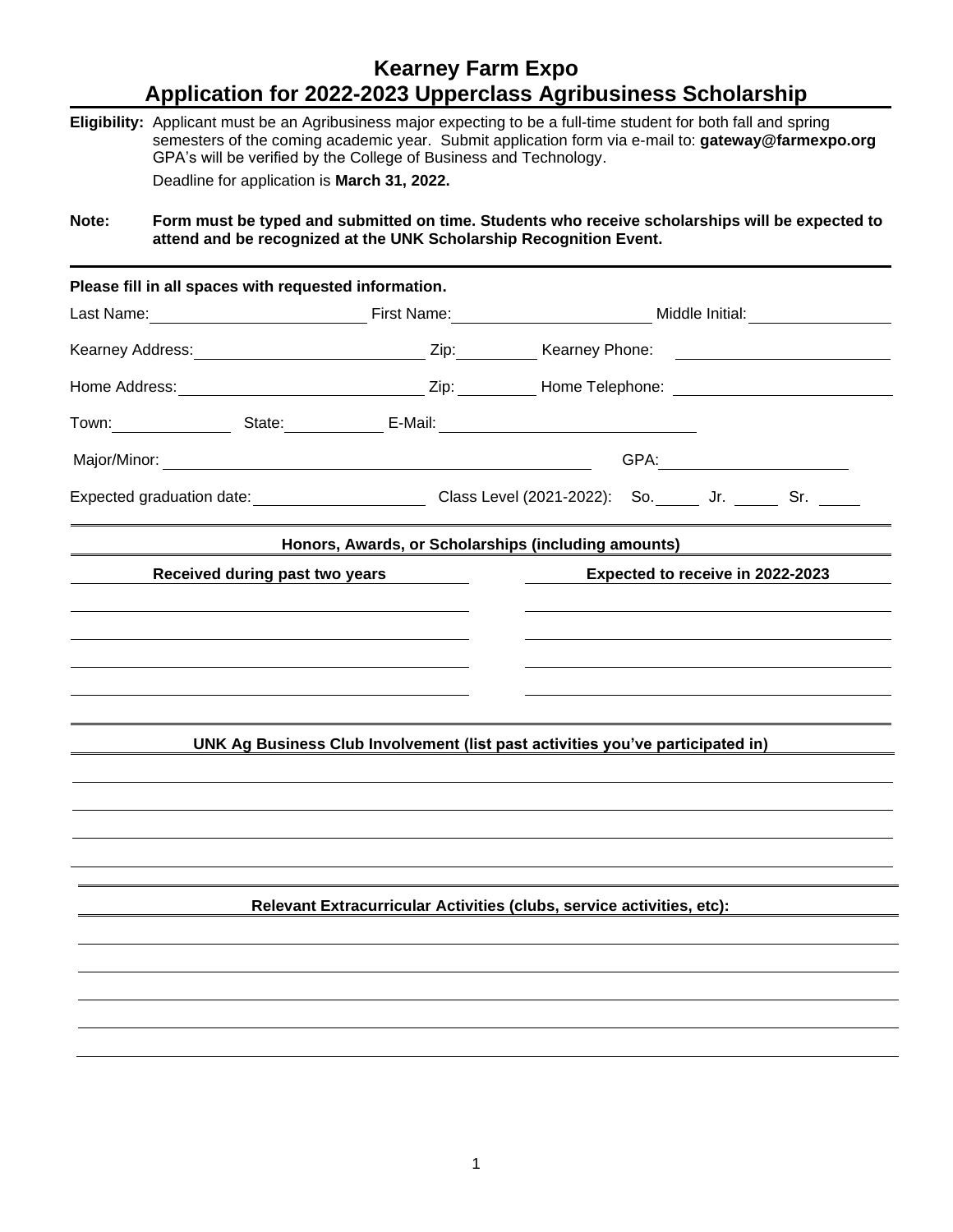# Kearney Farm Expo
# Application for 2022-2023 Upperclass Agribusiness Scholarship

**Eligibility:** Applicant must be an Agribusiness major expecting to be a full-time student for both fall and spring semesters of the coming academic year. Submit application form via e-mail to: **gateway@farmexpo.org** GPA's will be verified by the College of Business and Technology.

Deadline for application is **March 31, 2022.**

**Note:** **Form must be typed and submitted on time. Students who receive scholarships will be expected to attend and be recognized at the UNK Scholarship Recognition Event.**

---

**Please fill in all spaces with requested information.**

Last Name: ____________________ First Name: ____________________ Middle Initial: ______________

Kearney Address: ____________________ Zip: ________ Kearney Phone: ____________________

Home Address: ____________________ Zip: ________ Home Telephone: ____________________

Town: ____________ State: __________ E-Mail: ____________________

Major/Minor: ________________________________________ GPA: ____________________

Expected graduation date: ________________ Class Level (2021-2022): So. _____ Jr. _____ Sr. _____

---

**Honors, Awards, or Scholarships (including amounts)**

| Received during past two years | Expected to receive in 2022-2023 |
|---|---|
| | |
| | |
| | |
| | |

---

**UNK Ag Business Club Involvement (list past activities you've participated in)**

______________________________________________________________________

______________________________________________________________________

______________________________________________________________________

______________________________________________________________________

---

**Relevant Extracurricular Activities (clubs, service activities, etc):**

______________________________________________________________________

______________________________________________________________________

______________________________________________________________________

______________________________________________________________________

______________________________________________________________________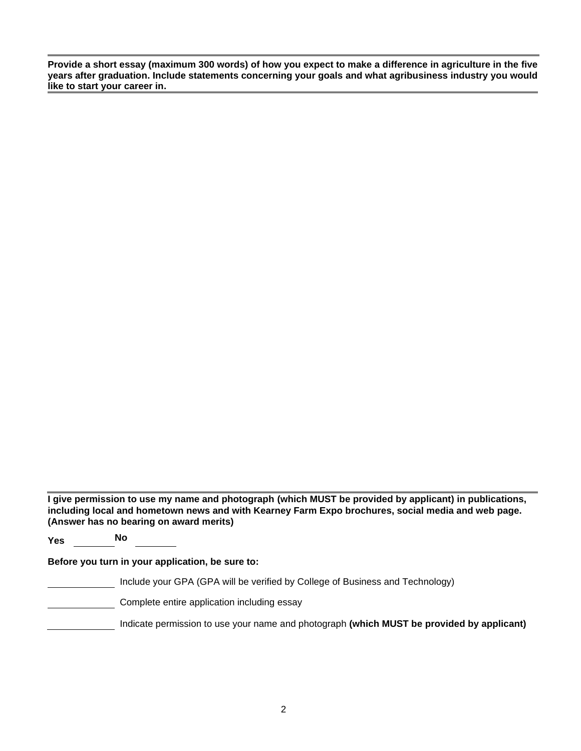**Provide a short essay (maximum 300 words) of how you expect to make a difference in agriculture in the five years after graduation. Include statements concerning your goals and what agribusiness industry you would like to start your career in.**

**I give permission to use my name and photograph (which MUST be provided by applicant) in publications, including local and hometown news and with Kearney Farm Expo brochures, social media and web page. (Answer has no bearing on award merits)**

**Yes** ________ **No** ________

**Before you turn in your application, be sure to:**

__________ Include your GPA (GPA will be verified by College of Business and Technology)

__________ Complete entire application including essay

__________ Indicate permission to use your name and photograph **(which MUST be provided by applicant)**